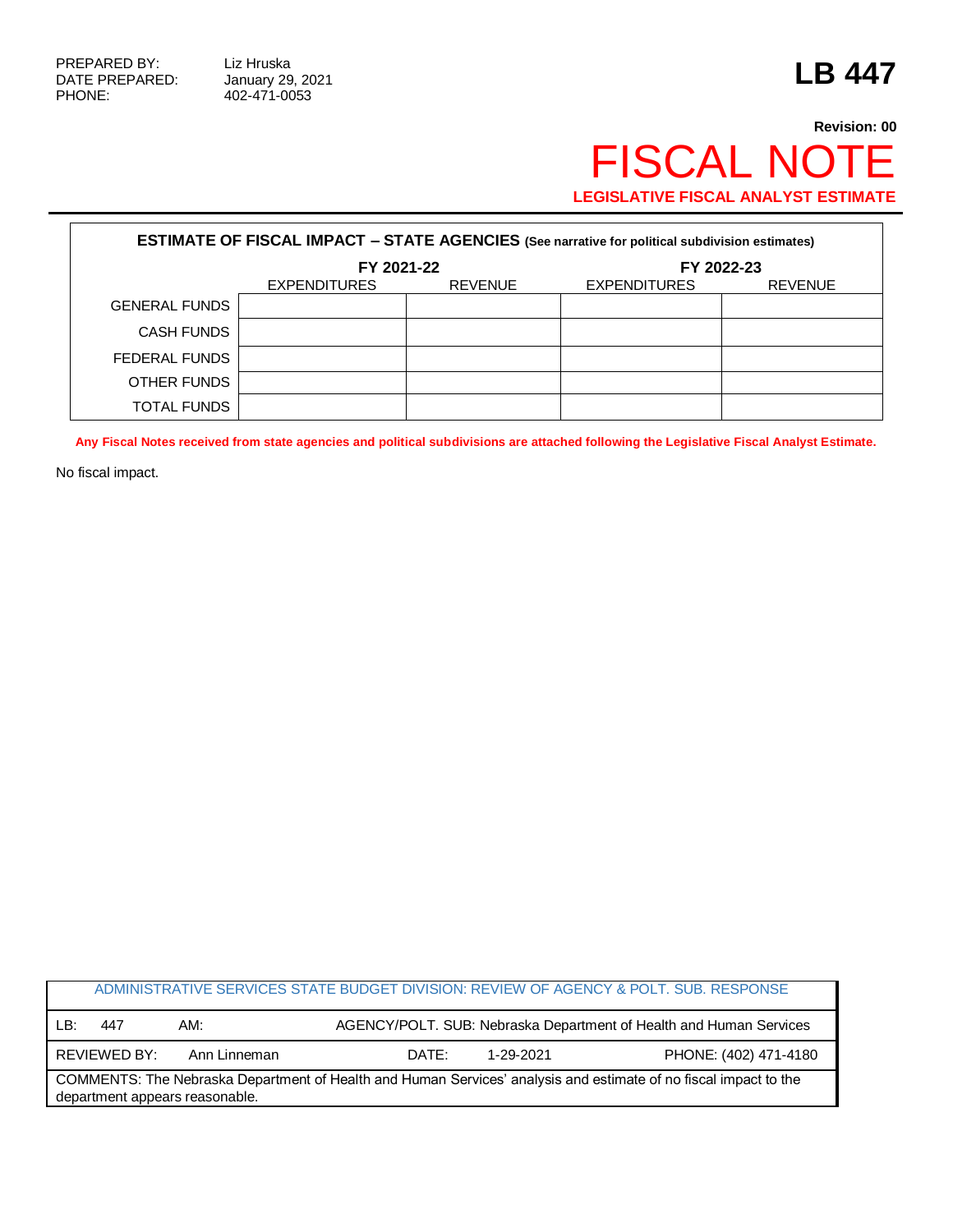PREPARED BY: Liz Hruska
DATE PREPARED: January 29, 2021
PHONE: 402-471-0053

# LB 447

**Revision: 00**

# FISCAL NOTE

**LEGISLATIVE FISCAL ANALYST ESTIMATE**

**ESTIMATE OF FISCAL IMPACT – STATE AGENCIES (See narrative for political subdivision estimates)**

| | FY 2021-22 | | FY 2022-23 | |
|---|---|---|---|---|
| | EXPENDITURES | REVENUE | EXPENDITURES | REVENUE |
| GENERAL FUNDS | | | | |
| CASH FUNDS | | | | |
| FEDERAL FUNDS | | | | |
| OTHER FUNDS | | | | |
| TOTAL FUNDS | | | | |

**Any Fiscal Notes received from state agencies and political subdivisions are attached following the Legislative Fiscal Analyst Estimate.**

No fiscal impact.

| ADMINISTRATIVE SERVICES STATE BUDGET DIVISION: REVIEW OF AGENCY & POLT. SUB. RESPONSE | | |
|---|---|---|
| LB: 447 AM: | AGENCY/POLT. SUB: Nebraska Department of Health and Human Services | |
| REVIEWED BY: Ann Linneman | DATE: 1-29-2021 | PHONE: (402) 471-4180 |
| COMMENTS: The Nebraska Department of Health and Human Services' analysis and estimate of no fiscal impact to the department appears reasonable. | | |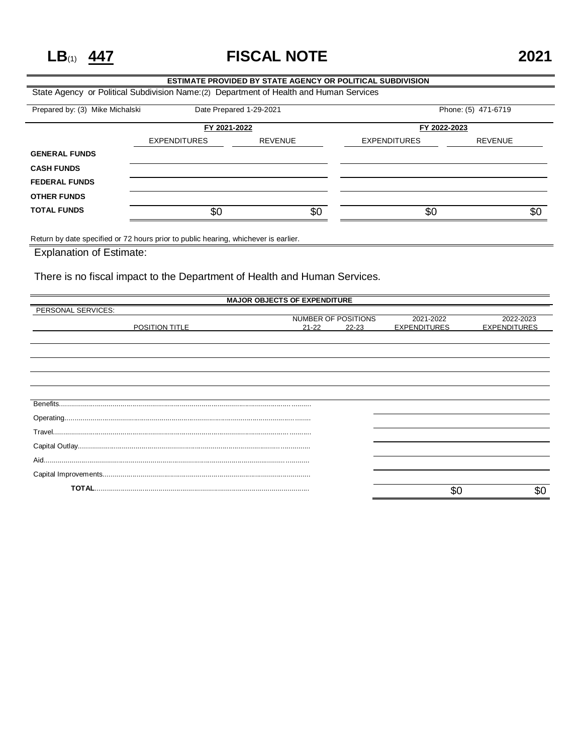# LB(1) 447 FISCAL NOTE 2021

**ESTIMATE PROVIDED BY STATE AGENCY OR POLITICAL SUBDIVISION**

State Agency or Political Subdivision Name:(2) Department of Health and Human Services

Prepared by: (3) Mike Michalski    Date Prepared 1-29-2021    Phone: (5) 471-6719

| | FY 2021-2022 | | FY 2022-2023 | |
|---|---|---|---|---|
| | EXPENDITURES | REVENUE | EXPENDITURES | REVENUE |
| **GENERAL FUNDS** | | | | |
| **CASH FUNDS** | | | | |
| **FEDERAL FUNDS** | | | | |
| **OTHER FUNDS** | | | | |
| **TOTAL FUNDS** | $0 | $0 | $0 | $0 |

Return by date specified or 72 hours prior to public hearing, whichever is earlier.

Explanation of Estimate:

There is no fiscal impact to the Department of Health and Human Services.

**MAJOR OBJECTS OF EXPENDITURE**

PERSONAL SERVICES:

| POSITION TITLE | NUMBER OF POSITIONS 21-22 | NUMBER OF POSITIONS 22-23 | 2021-2022 EXPENDITURES | 2022-2023 EXPENDITURES |
|---|---|---|---|---|
| | | | | |
| Benefits | | | | |
| Operating | | | | |
| Travel | | | | |
| Capital Outlay | | | | |
| Aid | | | | |
| Capital Improvements | | | | |
| **TOTAL** | | | $0 | $0 |